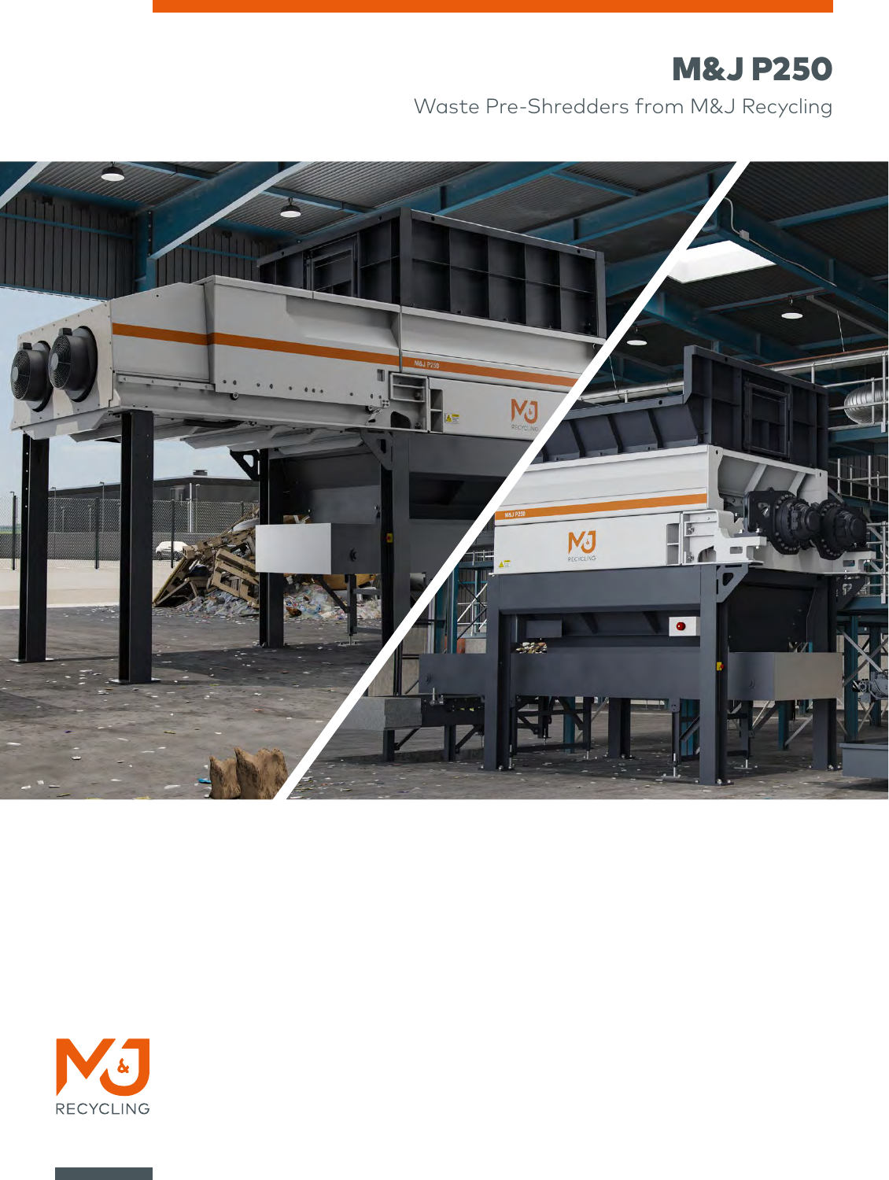# M&J P250

Waste Pre-Shredders from M&J Recycling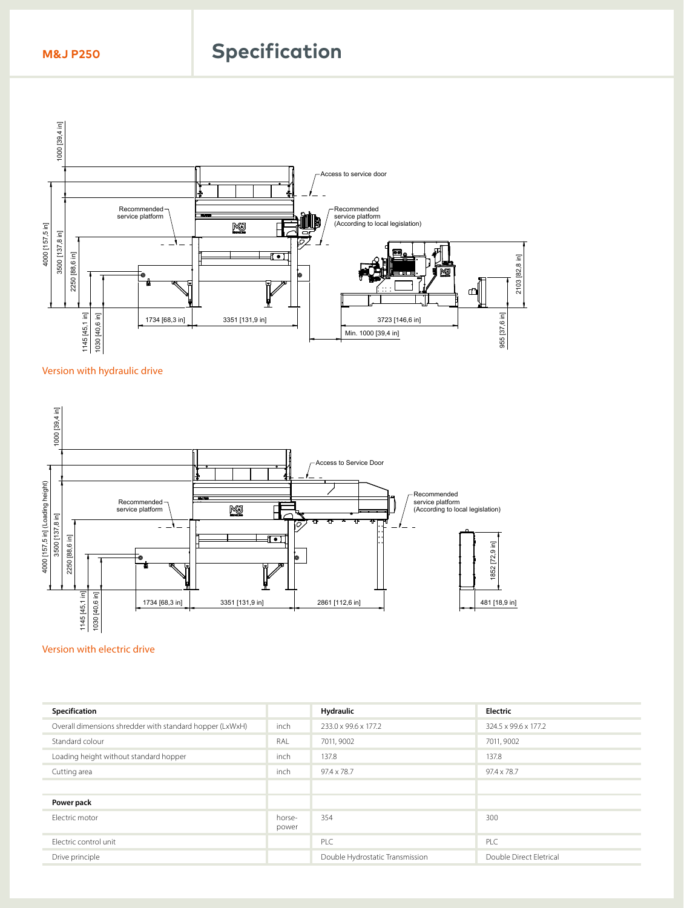**M&J P250**

# Specification

Version with hydraulic drive

Version with electric drive

| Specification | | Hydraulic | Electric |
|---|---|---|---|
| Overall dimensions shredder with standard hopper (LxWxH) | inch | 233.0 x 99.6 x 177.2 | 324.5 x 99.6 x 177.2 |
| Standard colour | RAL | 7011, 9002 | 7011, 9002 |
| Loading height without standard hopper | inch | 137.8 | 137.8 |
| Cutting area | inch | 97.4 x 78.7 | 97.4 x 78.7 |
| | | | |
| **Power pack** | | | |
| Electric motor | horse-power | 354 | 300 |
| Electric control unit | | PLC | PLC |
| Drive principle | | Double Hydrostatic Transmission | Double Direct Eletrical |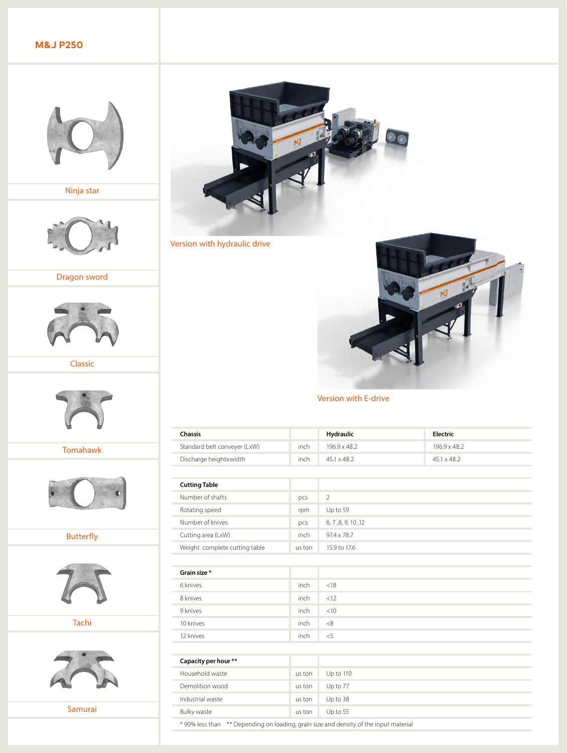# M&J P250

Ninja star

Dragon sword

Classic

Tomahawk

Butterfly

Tachi

Samurai

Version with hydraulic drive

Version with E-drive

| Chassis | | Hydraulic | Electric |
|---|---|---|---|
| Standard belt conveyer (LxW) | inch | 196.9 x 48.2 | 196.9 x 48.2 |
| Discharge heightxwidth | inch | 45.1 x 48.2 | 45.1 x 48.2 |
| **Cutting Table** | | | |
| Number of shafts | pcs | 2 | |
| Rotating speed | rpm | Up to 59 | |
| Number of knives | pcs | 6, 7 ,8, 9, 10 ,12 | |
| Cutting area (LxW) | inch | 97.4 x 78.7 | |
| Weight complete cutting table | us ton | 15.9 to 17.6 | |
| **Grain size \*** | | | |
| 6 knives | inch | <18 | |
| 8 knives | inch | <12 | |
| 9 knives | inch | <10 | |
| 10 knives | inch | <8 | |
| 12 knives | inch | <5 | |
| **Capacity per hour \*\*** | | | |
| Household waste | us ton | Up to 110 | |
| Demolition wood | us ton | Up to 77 | |
| Industrial waste | us ton | Up to 38 | |
| Bulky waste | us ton | Up to 55 | |

\* 90% less than   \*\* Depending on loading, grain size and density of the input material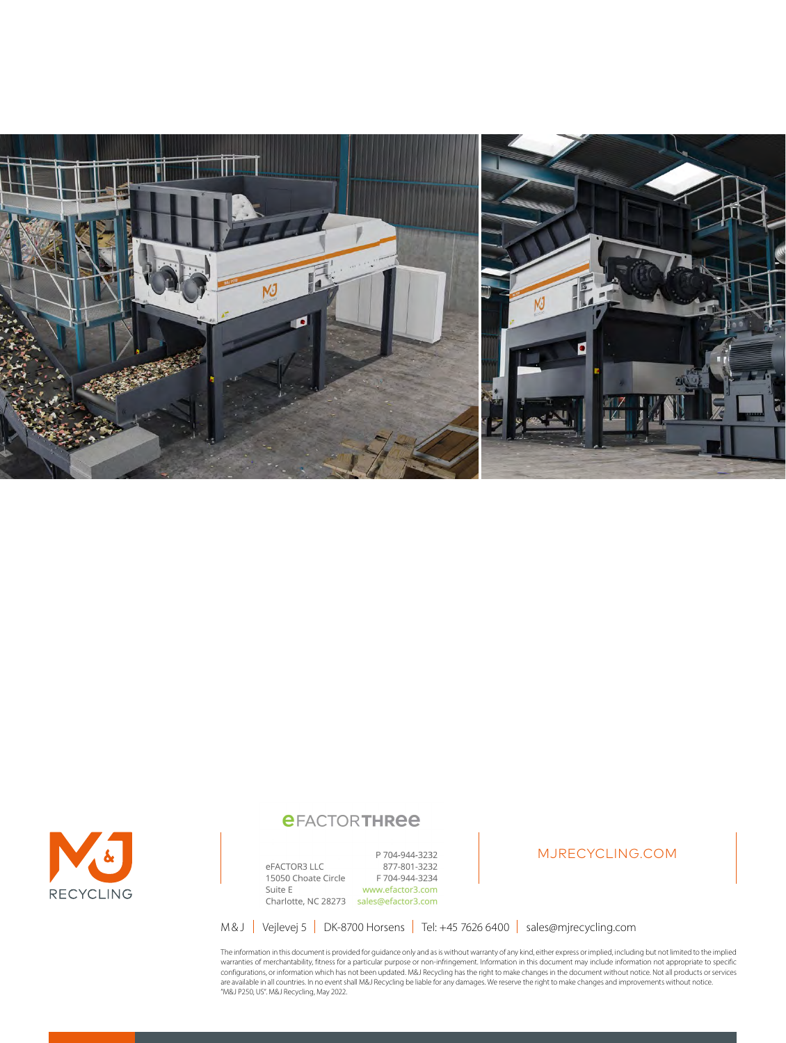eFACTORTHREE

eFACTOR3 LLC
15050 Choate Circle
Suite E
Charlotte, NC 28273

P 704-944-3232
877-801-3232
F 704-944-3234
www.efactor3.com
sales@efactor3.com

MJRECYCLING.COM

M & J | Vejlevej 5 | DK-8700 Horsens | Tel: +45 7626 6400 | sales@mjrecycling.com

The information in this document is provided for guidance only and as is without warranty of any kind, either express or implied, including but not limited to the implied warranties of merchantability, fitness for a particular purpose or non-infringement. Information in this document may include information not appropriate to specific configurations, or information which has not been updated. M&J Recycling has the right to make changes in the document without notice. Not all products or services are available in all countries. In no event shall M&J Recycling be liable for any damages. We reserve the right to make changes and improvements without notice. "M&J P250, US". M&J Recycling, May 2022.